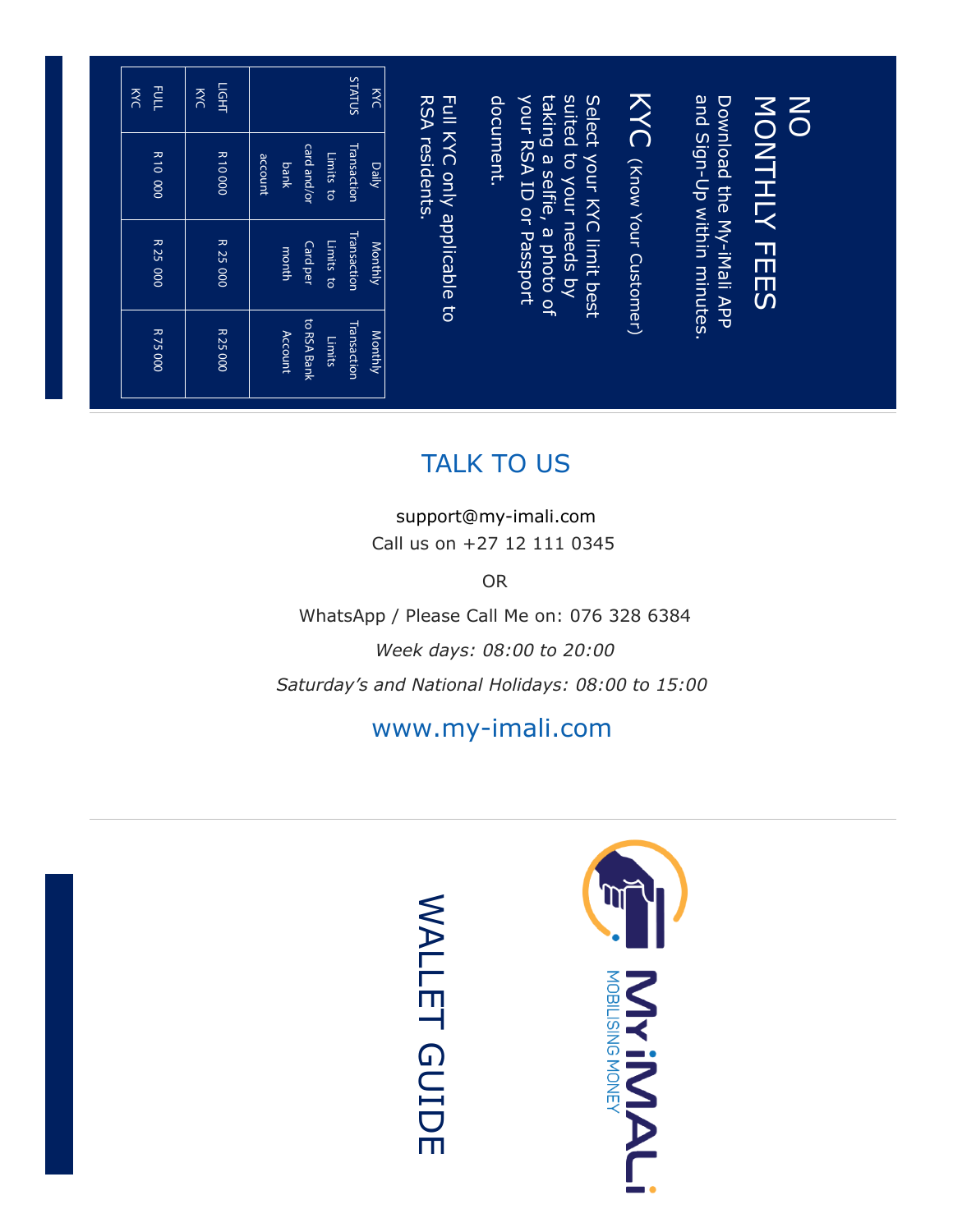# NO MONTHLY FEES

Download the My-iMali APP and Sign-Up within minutes.

## KYC (Know Your Customer)

Select your KYC limit best suited to your needs by taking a selfie, a photo of your RSA ID or Passport document.

Full KYC only applicable to RSA residents.

| KYC STATUS | Daily Transaction Limits to card and/or bank account | Monthly Transaction Limits to Card per month | Monthly Transaction Limits to RSA Bank Account |
|---|---|---|---|
| LIGHT KYC | R 10 000 | R 25 000 | R 25 000 |
| FULL KYC | R 10 000 | R 25 000 | R 75 000 |

## TALK TO US

support@my-imali.com

Call us on +27 12 111 0345

OR

WhatsApp / Please Call Me on: 076 328 6384

*Week days: 08:00 to 20:00*

*Saturday's and National Holidays: 08:00 to 15:00*

www.my-imali.com

# WALLET GUIDE

MyiMALi

MOBILISING MONEY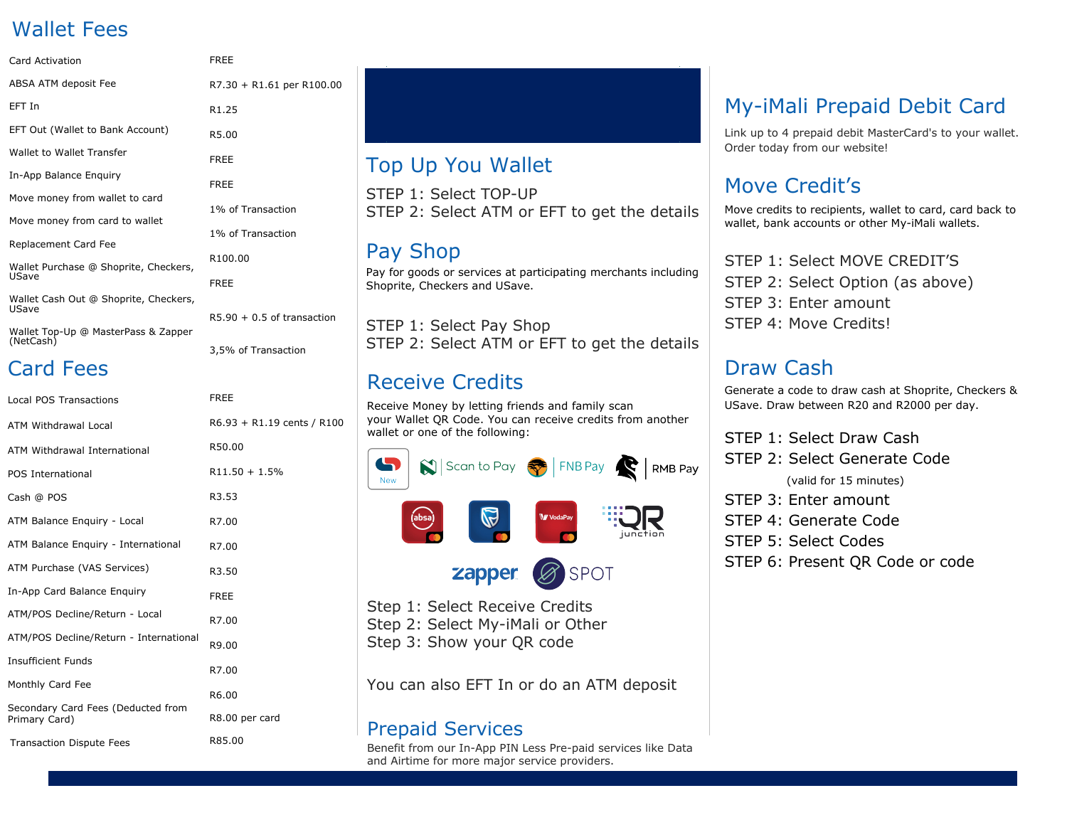## Wallet Fees

| | |
|---|---|
| Card Activation | FREE |
| ABSA ATM deposit Fee | R7.30 + R1.61 per R100.00 |
| EFT In | R1.25 |
| EFT Out (Wallet to Bank Account) | R5.00 |
| Wallet to Wallet Transfer | FREE |
| In-App Balance Enquiry | FREE |
| Move money from wallet to card | 1% of Transaction |
| Move money from card to wallet | 1% of Transaction |
| Replacement Card Fee | R100.00 |
| Wallet Purchase @ Shoprite, Checkers, USave | FREE |
| Wallet Cash Out @ Shoprite, Checkers, USave | R5.90 + 0.5 of transaction |
| Wallet Top-Up @ MasterPass & Zapper (NetCash) | 3,5% of Transaction |

## Card Fees

| | |
|---|---|
| Local POS Transactions | FREE |
| ATM Withdrawal Local | R6.93 + R1.19 cents / R100 |
| ATM Withdrawal International | R50.00 |
| POS International | R11.50 + 1.5% |
| Cash @ POS | R3.53 |
| ATM Balance Enquiry - Local | R7.00 |
| ATM Balance Enquiry - International | R7.00 |
| ATM Purchase (VAS Services) | R3.50 |
| In-App Card Balance Enquiry | FREE |
| ATM/POS Decline/Return - Local | R7.00 |
| ATM/POS Decline/Return - International | R9.00 |
| Insufficient Funds | R7.00 |
| Monthly Card Fee | R6.00 |
| Secondary Card Fees (Deducted from Primary Card) | R8.00 per card |
| Transaction Dispute Fees | R85.00 |

## Top Up You Wallet

STEP 1: Select TOP-UP
STEP 2: Select ATM or EFT to get the details

## Pay Shop

Pay for goods or services at participating merchants including Shoprite, Checkers and USave.

STEP 1: Select Pay Shop
STEP 2: Select ATM or EFT to get the details

## Receive Credits

Receive Money by letting friends and family scan your Wallet QR Code. You can receive credits from another wallet or one of the following:

New

Scan to Pay | FNB Pay | RMB Pay

zapper SPOT

Step 1: Select Receive Credits
Step 2: Select My-iMali or Other
Step 3: Show your QR code

You can also EFT In or do an ATM deposit

## Prepaid Services

Benefit from our In-App PIN Less Pre-paid services like Data and Airtime for more major service providers.

## My-iMali Prepaid Debit Card

Link up to 4 prepaid debit MasterCard's to your wallet. Order today from our website!

## Move Credit's

Move credits to recipients, wallet to card, card back to wallet, bank accounts or other My-iMali wallets.

STEP 1: Select MOVE CREDIT'S
STEP 2: Select Option (as above)
STEP 3: Enter amount
STEP 4: Move Credits!

## Draw Cash

Generate a code to draw cash at Shoprite, Checkers & USave. Draw between R20 and R2000 per day.

STEP 1: Select Draw Cash
STEP 2: Select Generate Code
(valid for 15 minutes)
STEP 3: Enter amount
STEP 4: Generate Code
STEP 5: Select Codes
STEP 6: Present QR Code or code